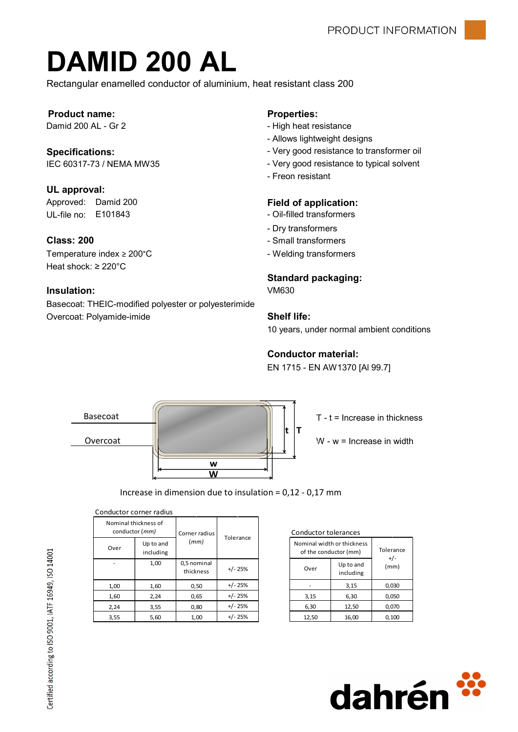PRODUCT INFORMATION

# DAMID 200 AL

Rectangular enamelled conductor of aluminium, heat resistant class 200

**Product name:**
Damid 200 AL - Gr 2

**Specifications:**
IEC 60317-73 / NEMA MW35

**UL approval:**
Approved: Damid 200
UL-file no: E101843

**Class: 200**
Temperature index ≥ 200°C
Heat shock: ≥ 220°C

**Insulation:**
Basecoat: THEIC-modified polyester or polyesterimide
Overcoat: Polyamide-imide

**Properties:**
- High heat resistance
- Allows lightweight designs
- Very good resistance to transformer oil
- Very good resistance to typical solvent
- Freon resistant

**Field of application:**
- Oil-filled transformers
- Dry transformers
- Small transformers
- Welding transformers

**Standard packaging:**
VM630

**Shelf life:**
10 years, under normal ambient conditions

**Conductor material:**
EN 1715 - EN AW1370 [Al 99.7]

Basecoat

Overcoat

T - t = Increase in thickness

W - w = Increase in width

Increase in dimension due to insulation = 0,12 - 0,17 mm

Conductor corner radius

| Nominal thickness of conductor (*mm*) | | Corner radius (*mm*) | Tolerance |
|---|---|---|---|
| Over | Up to and including | | |
| - | 1,00 | 0,5 nominal thickness | +/- 25% |
| 1,00 | 1,60 | 0,50 | +/- 25% |
| 1,60 | 2,24 | 0,65 | +/- 25% |
| 2,24 | 3,55 | 0,80 | +/- 25% |
| 3,55 | 5,60 | 1,00 | +/- 25% |

Conductor tolerances

| Nominal width or thickness of the conductor (mm) | | Tolerance +/- (mm) |
|---|---|---|
| Over | Up to and including | |
| - | 3,15 | 0,030 |
| 3,15 | 6,30 | 0,050 |
| 6,30 | 12,50 | 0,070 |
| 12,50 | 16,00 | 0,100 |

Certified according to ISO 9001, IATF 16949, ISO 14001

dahrén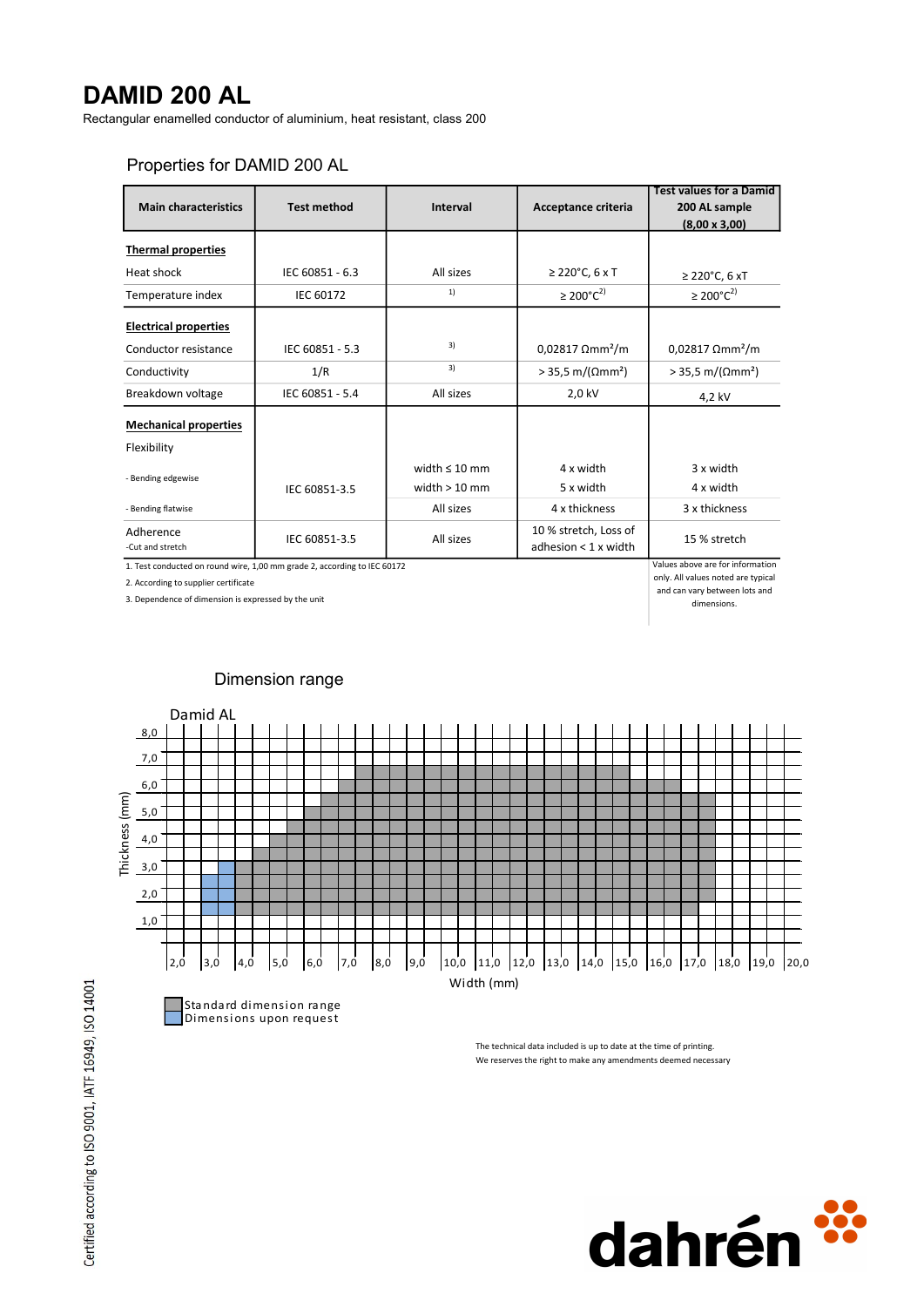# DAMID 200 AL

Rectangular enamelled conductor of aluminium, heat resistant, class 200

## Properties for DAMID 200 AL

| Main characteristics | Test method | Interval | Acceptance criteria | Test values for a Damid 200 AL sample (8,00 x 3,00) |
|---|---|---|---|---|
| **Thermal properties** | | | | |
| Heat shock | IEC 60851 - 6.3 | All sizes | ≥ 220°C, 6 x T | ≥ 220°C, 6 xT |
| Temperature index | IEC 60172 | 1) | ≥ 200°C 2) | ≥ 200°C 2) |
| **Electrical properties** | | | | |
| Conductor resistance | IEC 60851 - 5.3 | 3) | 0,02817 Ωmm²/m | 0,02817 Ωmm²/m |
| Conductivity | 1/R | 3) | > 35,5 m/(Ωmm²) | > 35,5 m/(Ωmm²) |
| Breakdown voltage | IEC 60851 - 5.4 | All sizes | 2,0 kV | 4,2 kV |
| **Mechanical properties** | | | | |
| Flexibility | | | | |
| - Bending edgewise | IEC 60851-3.5 | width ≤ 10 mm | 4 x width | 3 x width |
| | | width > 10 mm | 5 x width | 4 x width |
| - Bending flatwise | | All sizes | 4 x thickness | 3 x thickness |
| Adherence -Cut and stretch | IEC 60851-3.5 | All sizes | 10 % stretch, Loss of adhesion < 1 x width | 15 % stretch |

1. Test conducted on round wire, 1,00 mm grade 2, according to IEC 60172
2. According to supplier certificate
3. Dependence of dimension is expressed by the unit

Values above are for information only. All values noted are typical and can vary between lots and dimensions.

## Dimension range

Damid AL

Thickness (mm)

8,0
7,0
6,0
5,0
4,0
3,0
2,0
1,0

2,0 3,0 4,0 5,0 6,0 7,0 8,0 9,0 10,0 11,0 12,0 13,0 14,0 15,0 16,0 17,0 18,0 19,0 20,0

Width (mm)

Standard dimension range
Dimensions upon request

The technical data included is up to date at the time of printing.
We reserves the right to make any amendments deemed necessary

Certified according to ISO 9001, IATF 16949, ISO 14001

dahrén